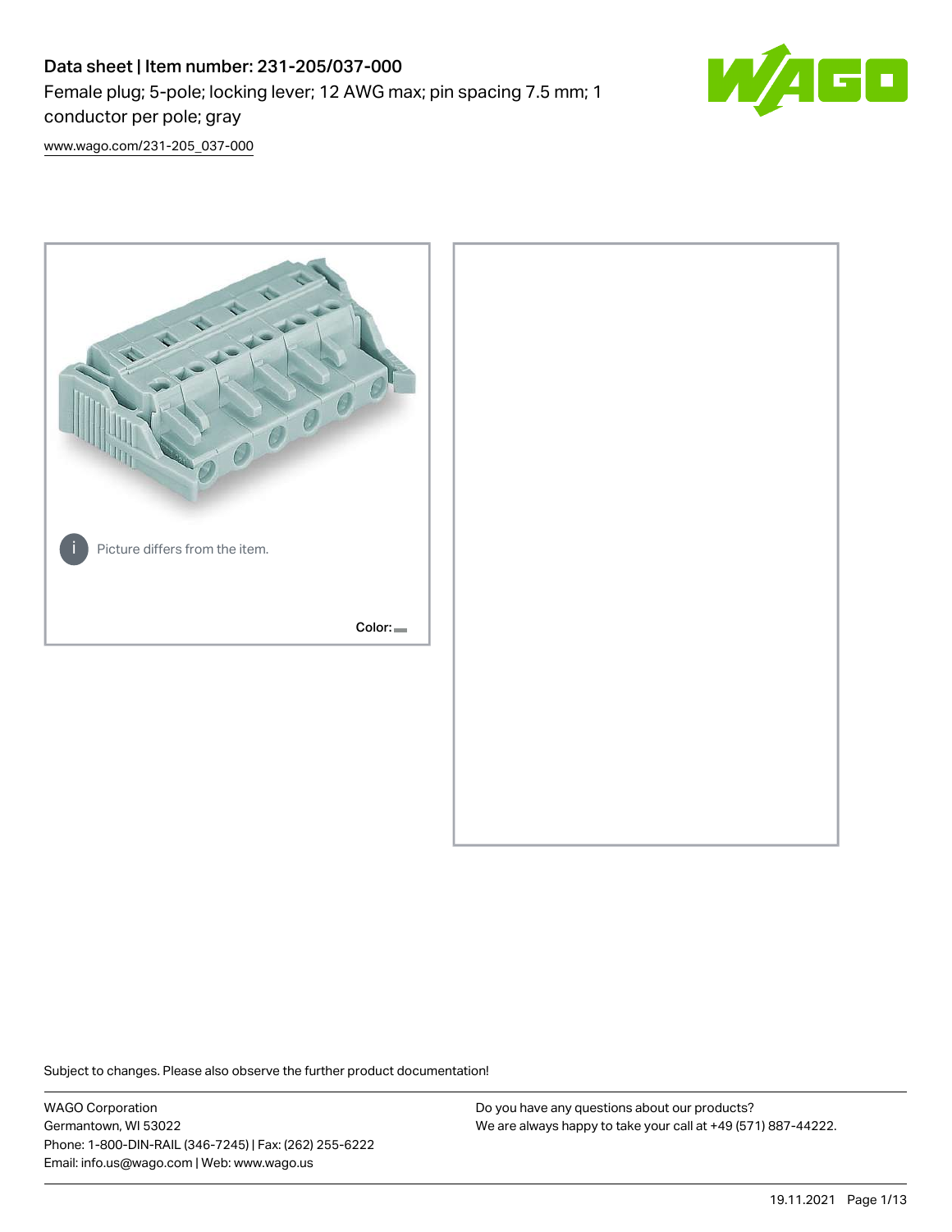# Data sheet | Item number: 231-205/037-000

Female plug; 5-pole; locking lever; 12 AWG max; pin spacing 7.5 mm; 1 conductor per pole; gray

www.wago.com/231-205_037-000

Picture differs from the item.

Color:

Subject to changes. Please also observe the further product documentation!

WAGO Corporation
Germantown, WI 53022
Phone: 1-800-DIN-RAIL (346-7245) | Fax: (262) 255-6222
Email: info.us@wago.com | Web: www.wago.us

Do you have any questions about our products?
We are always happy to take your call at +49 (571) 887-44222.

19.11.2021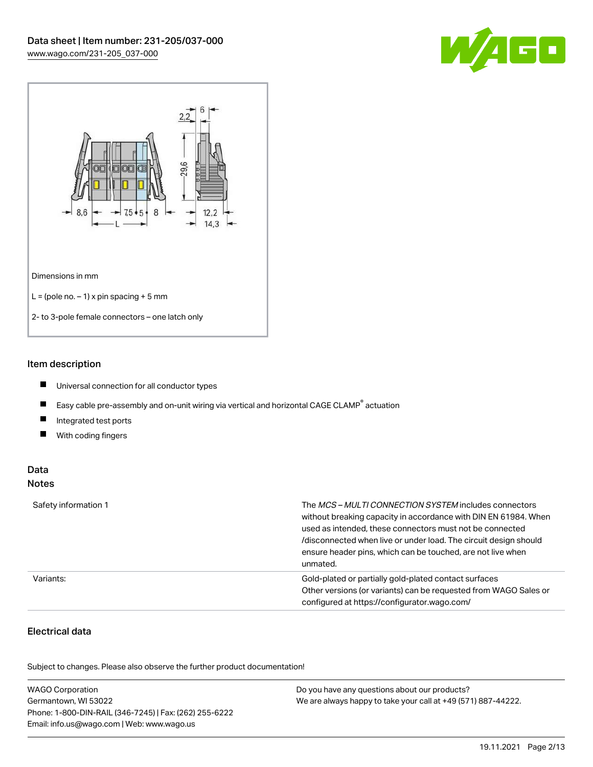Dimensions in mm

L = (pole no. – 1) x pin spacing + 5 mm

2- to 3-pole female connectors – one latch only

## Item description

- Universal connection for all conductor types
- Easy cable pre-assembly and on-unit wiring via vertical and horizontal CAGE CLAMP® actuation
- Integrated test ports
- With coding fingers

## Data

### Notes

| | |
|---|---|
| Safety information 1 | The *MCS – MULTI CONNECTION SYSTEM* includes connectors without breaking capacity in accordance with DIN EN 61984. When used as intended, these connectors must not be connected /disconnected when live or under load. The circuit design should ensure header pins, which can be touched, are not live when unmated. |
| Variants: | Gold-plated or partially gold-plated contact surfaces<br>Other versions (or variants) can be requested from WAGO Sales or configured at https://configurator.wago.com/ |

### Electrical data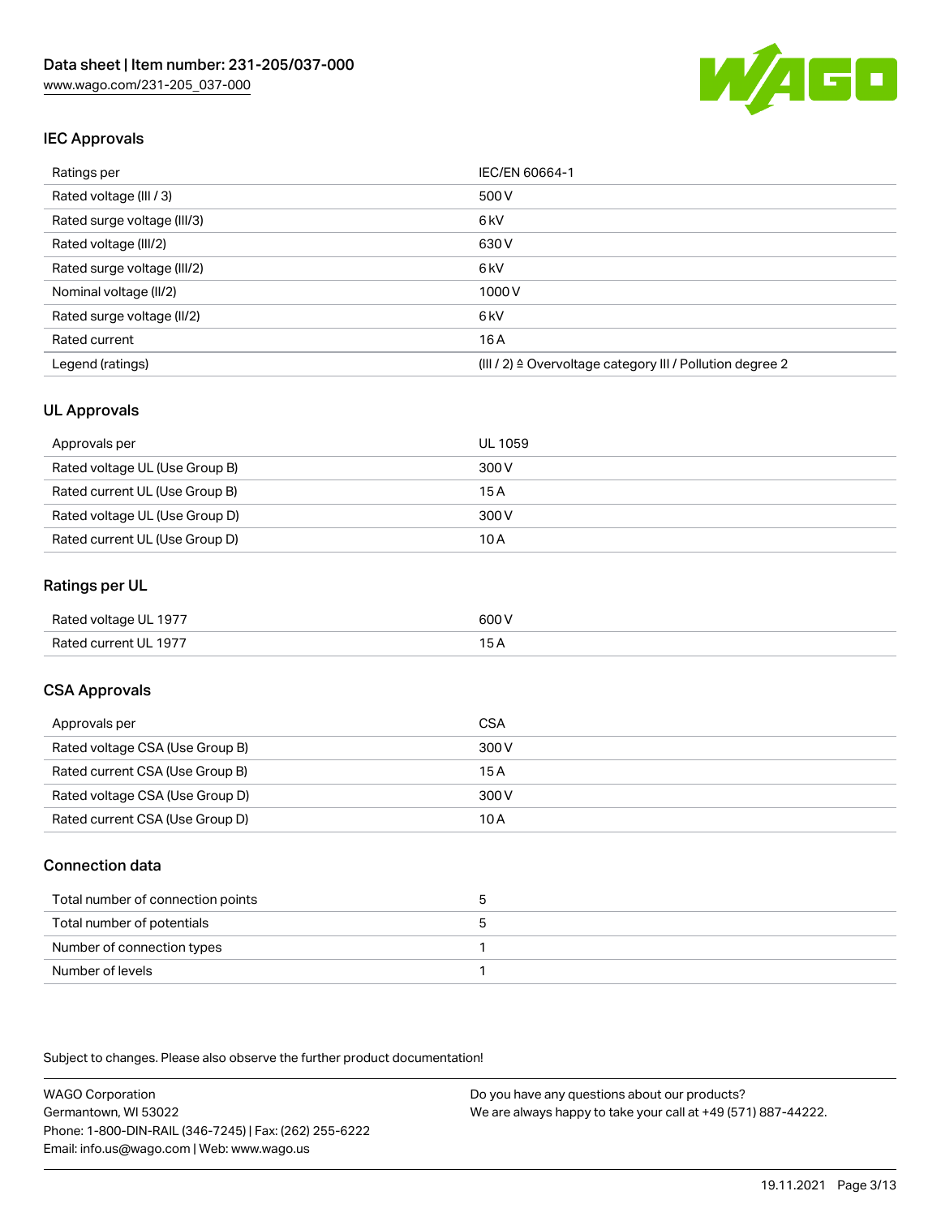## IEC Approvals

| Ratings per | IEC/EN 60664-1 |
| --- | --- |
| Rated voltage (III / 3) | 500 V |
| Rated surge voltage (III/3) | 6 kV |
| Rated voltage (III/2) | 630 V |
| Rated surge voltage (III/2) | 6 kV |
| Nominal voltage (II/2) | 1000 V |
| Rated surge voltage (II/2) | 6 kV |
| Rated current | 16 A |
| Legend (ratings) | (III / 2) ≙ Overvoltage category III / Pollution degree 2 |

## UL Approvals

| Approvals per | UL 1059 |
| --- | --- |
| Rated voltage UL (Use Group B) | 300 V |
| Rated current UL (Use Group B) | 15 A |
| Rated voltage UL (Use Group D) | 300 V |
| Rated current UL (Use Group D) | 10 A |

## Ratings per UL

| Rated voltage UL 1977 | 600 V |
| --- | --- |
| Rated current UL 1977 | 15 A |

## CSA Approvals

| Approvals per | CSA |
| --- | --- |
| Rated voltage CSA (Use Group B) | 300 V |
| Rated current CSA (Use Group B) | 15 A |
| Rated voltage CSA (Use Group D) | 300 V |
| Rated current CSA (Use Group D) | 10 A |

## Connection data

| Total number of connection points | 5 |
| --- | --- |
| Total number of potentials | 5 |
| Number of connection types | 1 |
| Number of levels | 1 |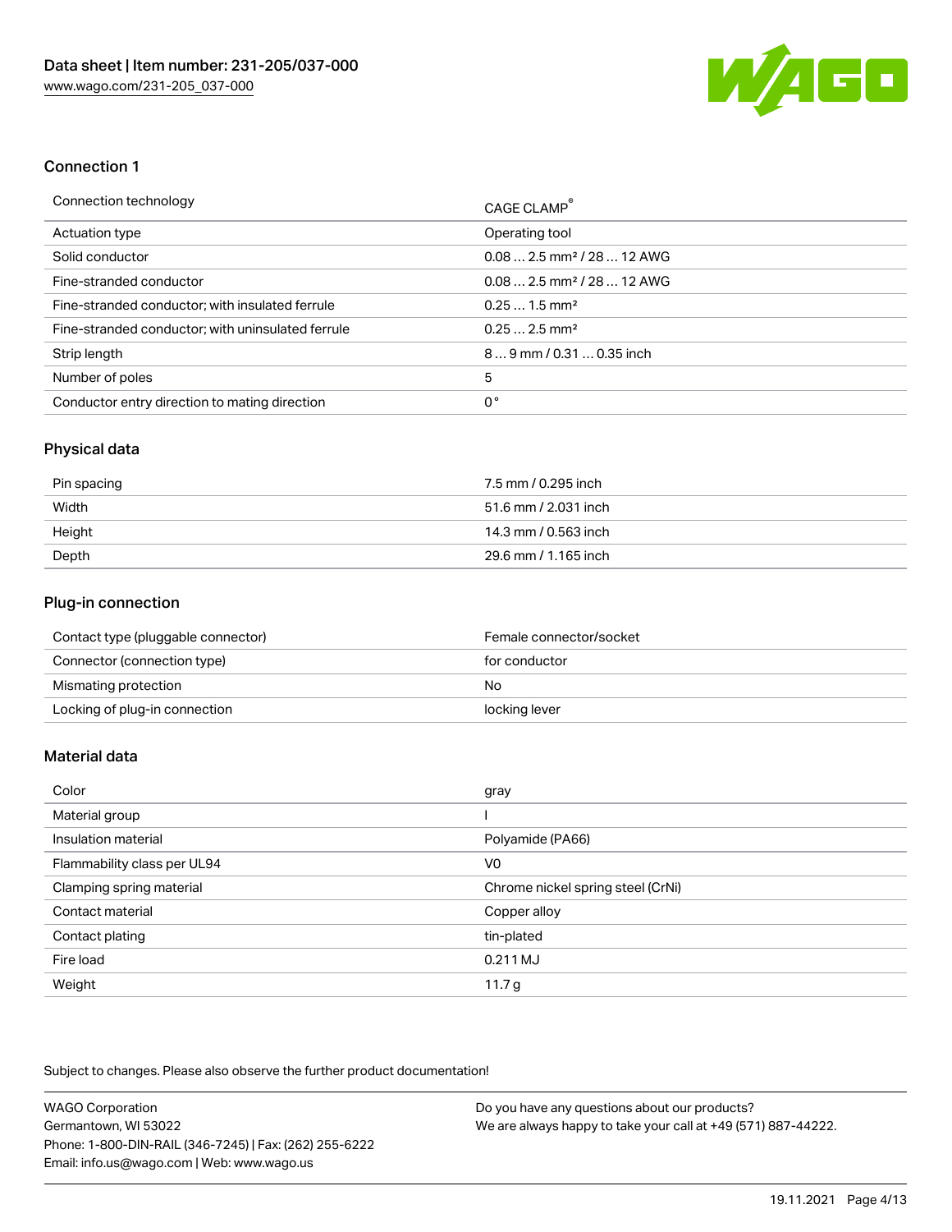## Connection 1

| Connection technology | CAGE CLAMP® |
|---|---|
| Actuation type | Operating tool |
| Solid conductor | 0.08 … 2.5 mm² / 28 … 12 AWG |
| Fine-stranded conductor | 0.08 … 2.5 mm² / 28 … 12 AWG |
| Fine-stranded conductor; with insulated ferrule | 0.25 … 1.5 mm² |
| Fine-stranded conductor; with uninsulated ferrule | 0.25 … 2.5 mm² |
| Strip length | 8 … 9 mm / 0.31 … 0.35 inch |
| Number of poles | 5 |
| Conductor entry direction to mating direction | 0 ° |

## Physical data

| Pin spacing | 7.5 mm / 0.295 inch |
|---|---|
| Width | 51.6 mm / 2.031 inch |
| Height | 14.3 mm / 0.563 inch |
| Depth | 29.6 mm / 1.165 inch |

## Plug-in connection

| Contact type (pluggable connector) | Female connector/socket |
|---|---|
| Connector (connection type) | for conductor |
| Mismating protection | No |
| Locking of plug-in connection | locking lever |

## Material data

| Color | gray |
|---|---|
| Material group | I |
| Insulation material | Polyamide (PA66) |
| Flammability class per UL94 | V0 |
| Clamping spring material | Chrome nickel spring steel (CrNi) |
| Contact material | Copper alloy |
| Contact plating | tin-plated |
| Fire load | 0.211 MJ |
| Weight | 11.7 g |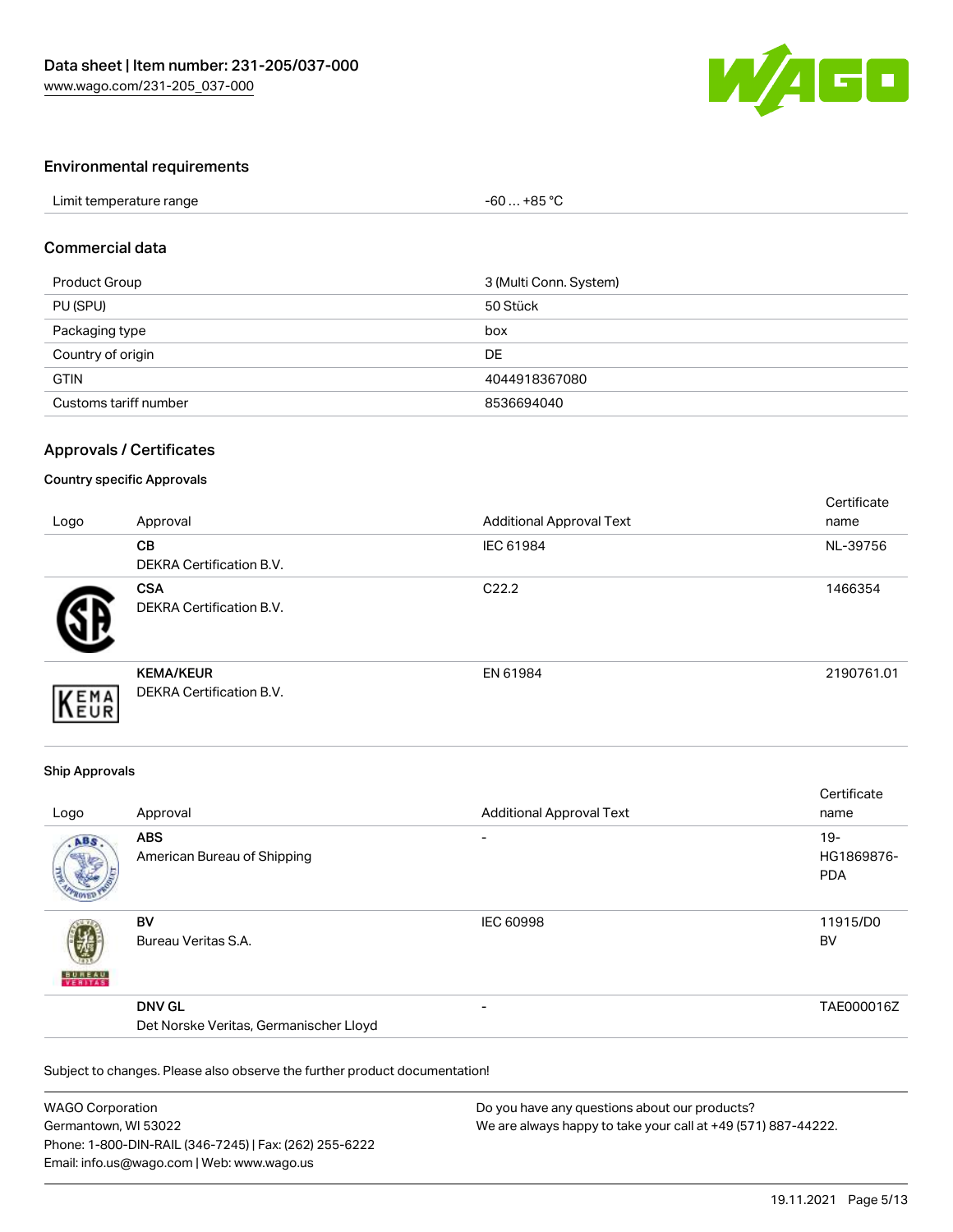## Environmental requirements

| Limit temperature range | -60 … +85 °C |
|---|---|

## Commercial data

| Product Group | 3 (Multi Conn. System) |
|---|---|
| PU (SPU) | 50 Stück |
| Packaging type | box |
| Country of origin | DE |
| GTIN | 4044918367080 |
| Customs tariff number | 8536694040 |

## Approvals / Certificates

### Country specific Approvals

| Logo | Approval | Additional Approval Text | Certificate name |
|---|---|---|---|
| | **CB** DEKRA Certification B.V. | IEC 61984 | NL-39756 |
| | **CSA** DEKRA Certification B.V. | C22.2 | 1466354 |
| | **KEMA/KEUR** DEKRA Certification B.V. | EN 61984 | 2190761.01 |

### Ship Approvals

| Logo | Approval | Additional Approval Text | Certificate name |
|---|---|---|---|
| | **ABS** American Bureau of Shipping | - | 19-HG1869876-PDA |
| | **BV** Bureau Veritas S.A. | IEC 60998 | 11915/D0 BV |
| | **DNV GL** Det Norske Veritas, Germanischer Lloyd | - | TAE000016Z |

Subject to changes. Please also observe the further product documentation!

WAGO Corporation
Germantown, WI 53022
Phone: 1-800-DIN-RAIL (346-7245) | Fax: (262) 255-6222
Email: info.us@wago.com | Web: www.wago.us

Do you have any questions about our products?
We are always happy to take your call at +49 (571) 887-44222.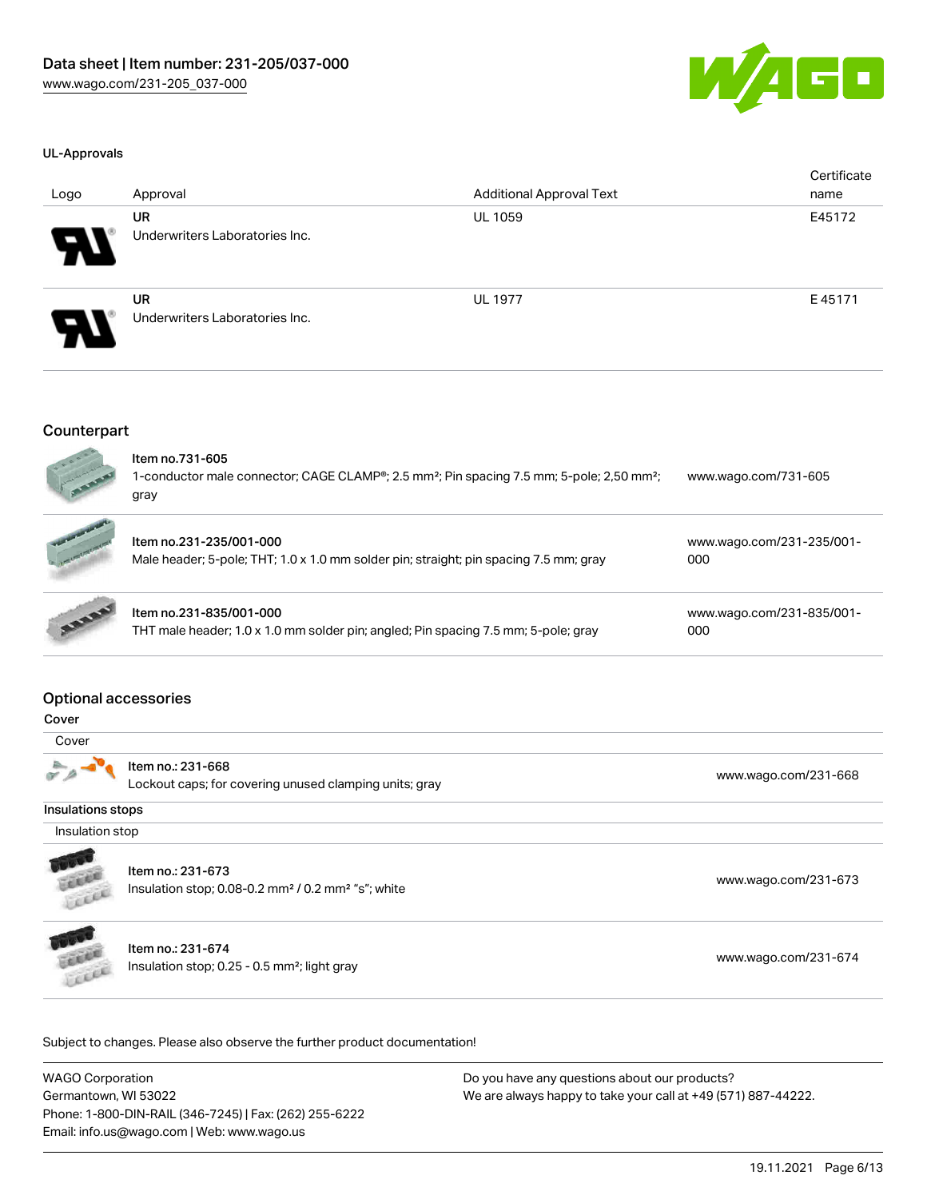### UL-Approvals

| Logo | Approval | Additional Approval Text | Certificate name |
| --- | --- | --- | --- |
| | **UR** Underwriters Laboratories Inc. | UL 1059 | E45172 |
| | **UR** Underwriters Laboratories Inc. | UL 1977 | E 45171 |

## Counterpart

| | | |
| --- | --- | --- |
| | **Item no.731-605** 1-conductor male connector; CAGE CLAMP®; 2.5 mm²; Pin spacing 7.5 mm; 5-pole; 2,50 mm²; gray | www.wago.com/731-605 |
| | **Item no.231-235/001-000** Male header; 5-pole; THT; 1.0 x 1.0 mm solder pin; straight; pin spacing 7.5 mm; gray | www.wago.com/231-235/001-000 |
| | **Item no.231-835/001-000** THT male header; 1.0 x 1.0 mm solder pin; angled; Pin spacing 7.5 mm; 5-pole; gray | www.wago.com/231-835/001-000 |

## Optional accessories

### Cover

Cover

| | | |
| --- | --- | --- |
| | **Item no.: 231-668** Lockout caps; for covering unused clamping units; gray | www.wago.com/231-668 |

### Insulations stops

Insulation stop

| | | |
| --- | --- | --- |
| | **Item no.: 231-673** Insulation stop; 0.08-0.2 mm² / 0.2 mm² "s"; white | www.wago.com/231-673 |
| | **Item no.: 231-674** Insulation stop; 0.25 - 0.5 mm²; light gray | www.wago.com/231-674 |

Subject to changes. Please also observe the further product documentation!

WAGO Corporation
Germantown, WI 53022
Phone: 1-800-DIN-RAIL (346-7245) | Fax: (262) 255-6222
Email: info.us@wago.com | Web: www.wago.us

Do you have any questions about our products?
We are always happy to take your call at +49 (571) 887-44222.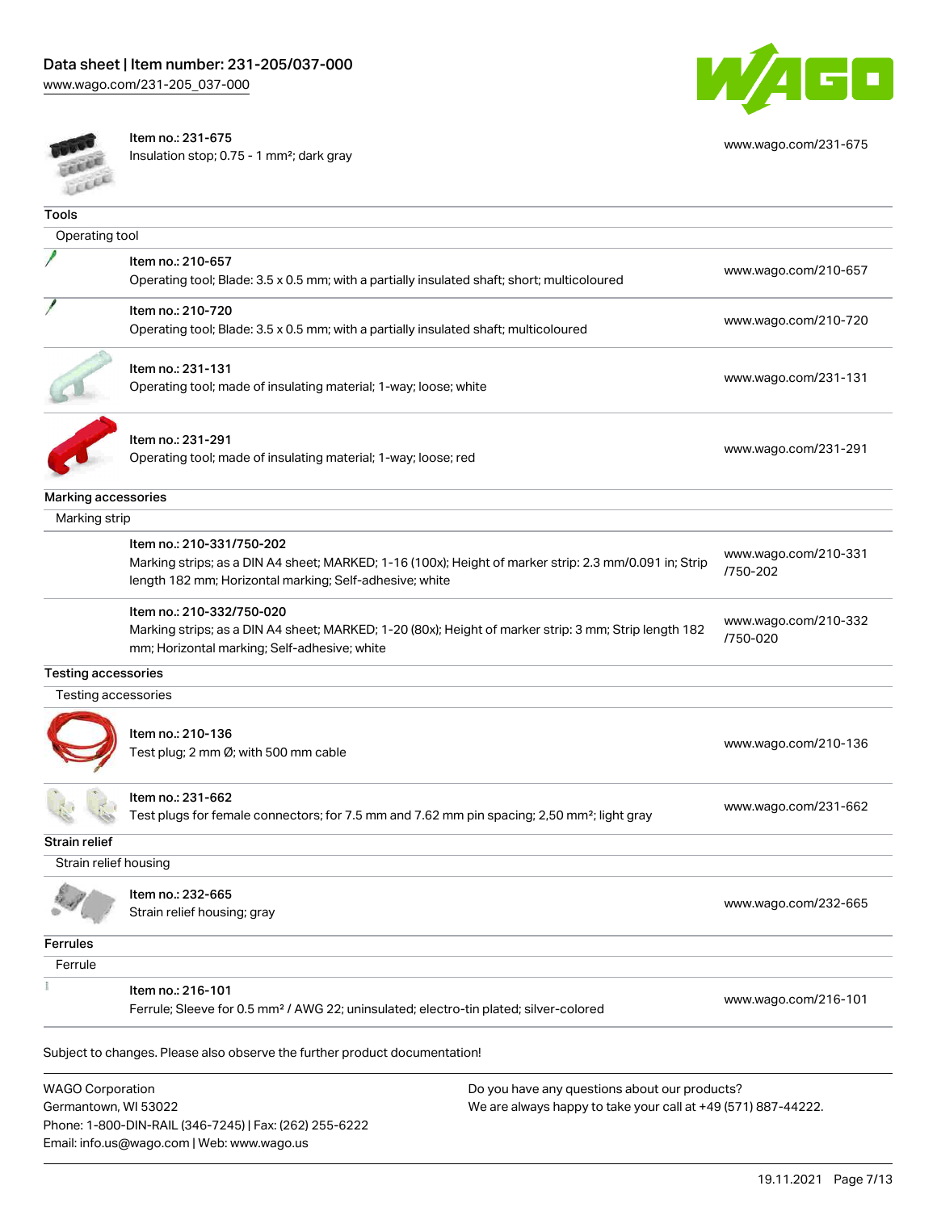| | | |
|---|---|---|
| | Item no.: 231-675<br>Insulation stop; 0.75 - 1 mm²; dark gray | www.wago.com/231-675 |

## Tools

### Operating tool

| | | |
|---|---|---|
| | Item no.: 210-657<br>Operating tool; Blade: 3.5 x 0.5 mm; with a partially insulated shaft; short; multicoloured | www.wago.com/210-657 |
| | Item no.: 210-720<br>Operating tool; Blade: 3.5 x 0.5 mm; with a partially insulated shaft; multicoloured | www.wago.com/210-720 |
| | Item no.: 231-131<br>Operating tool; made of insulating material; 1-way; loose; white | www.wago.com/231-131 |
| | Item no.: 231-291<br>Operating tool; made of insulating material; 1-way; loose; red | www.wago.com/231-291 |

## Marking accessories

### Marking strip

| | | |
|---|---|---|
| | Item no.: 210-331/750-202<br>Marking strips; as a DIN A4 sheet; MARKED; 1-16 (100x); Height of marker strip: 2.3 mm/0.091 in; Strip length 182 mm; Horizontal marking; Self-adhesive; white | www.wago.com/210-331/750-202 |
| | Item no.: 210-332/750-020<br>Marking strips; as a DIN A4 sheet; MARKED; 1-20 (80x); Height of marker strip: 3 mm; Strip length 182 mm; Horizontal marking; Self-adhesive; white | www.wago.com/210-332/750-020 |

## Testing accessories

### Testing accessories

| | | |
|---|---|---|
| | Item no.: 210-136<br>Test plug; 2 mm Ø; with 500 mm cable | www.wago.com/210-136 |
| | Item no.: 231-662<br>Test plugs for female connectors; for 7.5 mm and 7.62 mm pin spacing; 2,50 mm²; light gray | www.wago.com/231-662 |

## Strain relief

### Strain relief housing

| | | |
|---|---|---|
| | Item no.: 232-665<br>Strain relief housing; gray | www.wago.com/232-665 |

## Ferrules

### Ferrule

| | | |
|---|---|---|
| | Item no.: 216-101<br>Ferrule; Sleeve for 0.5 mm² / AWG 22; uninsulated; electro-tin plated; silver-colored | www.wago.com/216-101 |

Subject to changes. Please also observe the further product documentation!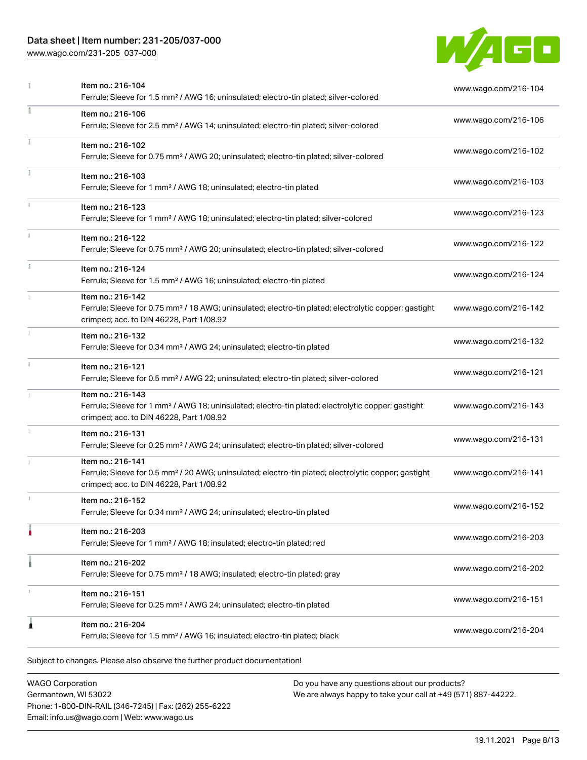| | | |
|---|---|---|
| | Item no.: 216-104<br>Ferrule; Sleeve for 1.5 mm² / AWG 16; uninsulated; electro-tin plated; silver-colored | www.wago.com/216-104 |
| | Item no.: 216-106<br>Ferrule; Sleeve for 2.5 mm² / AWG 14; uninsulated; electro-tin plated; silver-colored | www.wago.com/216-106 |
| | Item no.: 216-102<br>Ferrule; Sleeve for 0.75 mm² / AWG 20; uninsulated; electro-tin plated; silver-colored | www.wago.com/216-102 |
| | Item no.: 216-103<br>Ferrule; Sleeve for 1 mm² / AWG 18; uninsulated; electro-tin plated | www.wago.com/216-103 |
| | Item no.: 216-123<br>Ferrule; Sleeve for 1 mm² / AWG 18; uninsulated; electro-tin plated; silver-colored | www.wago.com/216-123 |
| | Item no.: 216-122<br>Ferrule; Sleeve for 0.75 mm² / AWG 20; uninsulated; electro-tin plated; silver-colored | www.wago.com/216-122 |
| | Item no.: 216-124<br>Ferrule; Sleeve for 1.5 mm² / AWG 16; uninsulated; electro-tin plated | www.wago.com/216-124 |
| | Item no.: 216-142<br>Ferrule; Sleeve for 0.75 mm² / 18 AWG; uninsulated; electro-tin plated; electrolytic copper; gastight crimped; acc. to DIN 46228, Part 1/08.92 | www.wago.com/216-142 |
| | Item no.: 216-132<br>Ferrule; Sleeve for 0.34 mm² / AWG 24; uninsulated; electro-tin plated | www.wago.com/216-132 |
| | Item no.: 216-121<br>Ferrule; Sleeve for 0.5 mm² / AWG 22; uninsulated; electro-tin plated; silver-colored | www.wago.com/216-121 |
| | Item no.: 216-143<br>Ferrule; Sleeve for 1 mm² / AWG 18; uninsulated; electro-tin plated; electrolytic copper; gastight crimped; acc. to DIN 46228, Part 1/08.92 | www.wago.com/216-143 |
| | Item no.: 216-131<br>Ferrule; Sleeve for 0.25 mm² / AWG 24; uninsulated; electro-tin plated; silver-colored | www.wago.com/216-131 |
| | Item no.: 216-141<br>Ferrule; Sleeve for 0.5 mm² / 20 AWG; uninsulated; electro-tin plated; electrolytic copper; gastight crimped; acc. to DIN 46228, Part 1/08.92 | www.wago.com/216-141 |
| | Item no.: 216-152<br>Ferrule; Sleeve for 0.34 mm² / AWG 24; uninsulated; electro-tin plated | www.wago.com/216-152 |
| | Item no.: 216-203<br>Ferrule; Sleeve for 1 mm² / AWG 18; insulated; electro-tin plated; red | www.wago.com/216-203 |
| | Item no.: 216-202<br>Ferrule; Sleeve for 0.75 mm² / 18 AWG; insulated; electro-tin plated; gray | www.wago.com/216-202 |
| | Item no.: 216-151<br>Ferrule; Sleeve for 0.25 mm² / AWG 24; uninsulated; electro-tin plated | www.wago.com/216-151 |
| | Item no.: 216-204<br>Ferrule; Sleeve for 1.5 mm² / AWG 16; insulated; electro-tin plated; black | www.wago.com/216-204 |

Subject to changes. Please also observe the further product documentation!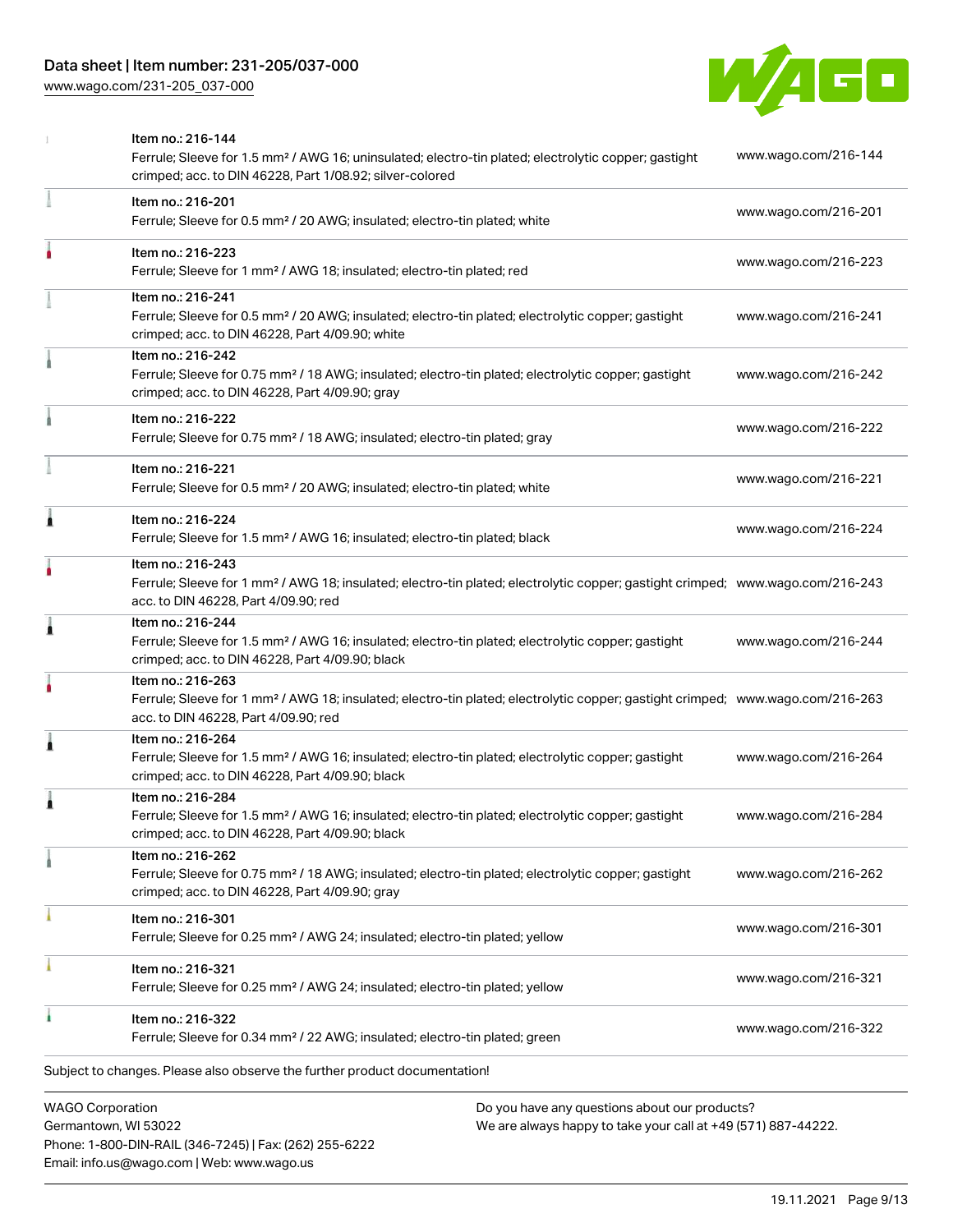| Item | Description | Link |
|---|---|---|
| Item no.: 216-144 | Ferrule; Sleeve for 1.5 mm² / AWG 16; uninsulated; electro-tin plated; electrolytic copper; gastight crimped; acc. to DIN 46228, Part 1/08.92; silver-colored | www.wago.com/216-144 |
| Item no.: 216-201 | Ferrule; Sleeve for 0.5 mm² / 20 AWG; insulated; electro-tin plated; white | www.wago.com/216-201 |
| Item no.: 216-223 | Ferrule; Sleeve for 1 mm² / AWG 18; insulated; electro-tin plated; red | www.wago.com/216-223 |
| Item no.: 216-241 | Ferrule; Sleeve for 0.5 mm² / 20 AWG; insulated; electro-tin plated; electrolytic copper; gastight crimped; acc. to DIN 46228, Part 4/09.90; white | www.wago.com/216-241 |
| Item no.: 216-242 | Ferrule; Sleeve for 0.75 mm² / 18 AWG; insulated; electro-tin plated; electrolytic copper; gastight crimped; acc. to DIN 46228, Part 4/09.90; gray | www.wago.com/216-242 |
| Item no.: 216-222 | Ferrule; Sleeve for 0.75 mm² / 18 AWG; insulated; electro-tin plated; gray | www.wago.com/216-222 |
| Item no.: 216-221 | Ferrule; Sleeve for 0.5 mm² / 20 AWG; insulated; electro-tin plated; white | www.wago.com/216-221 |
| Item no.: 216-224 | Ferrule; Sleeve for 1.5 mm² / AWG 16; insulated; electro-tin plated; black | www.wago.com/216-224 |
| Item no.: 216-243 | Ferrule; Sleeve for 1 mm² / AWG 18; insulated; electro-tin plated; electrolytic copper; gastight crimped; acc. to DIN 46228, Part 4/09.90; red | www.wago.com/216-243 |
| Item no.: 216-244 | Ferrule; Sleeve for 1.5 mm² / AWG 16; insulated; electro-tin plated; electrolytic copper; gastight crimped; acc. to DIN 46228, Part 4/09.90; black | www.wago.com/216-244 |
| Item no.: 216-263 | Ferrule; Sleeve for 1 mm² / AWG 18; insulated; electro-tin plated; electrolytic copper; gastight crimped; acc. to DIN 46228, Part 4/09.90; red | www.wago.com/216-263 |
| Item no.: 216-264 | Ferrule; Sleeve for 1.5 mm² / AWG 16; insulated; electro-tin plated; electrolytic copper; gastight crimped; acc. to DIN 46228, Part 4/09.90; black | www.wago.com/216-264 |
| Item no.: 216-284 | Ferrule; Sleeve for 1.5 mm² / AWG 16; insulated; electro-tin plated; electrolytic copper; gastight crimped; acc. to DIN 46228, Part 4/09.90; black | www.wago.com/216-284 |
| Item no.: 216-262 | Ferrule; Sleeve for 0.75 mm² / 18 AWG; insulated; electro-tin plated; electrolytic copper; gastight crimped; acc. to DIN 46228, Part 4/09.90; gray | www.wago.com/216-262 |
| Item no.: 216-301 | Ferrule; Sleeve for 0.25 mm² / AWG 24; insulated; electro-tin plated; yellow | www.wago.com/216-301 |
| Item no.: 216-321 | Ferrule; Sleeve for 0.25 mm² / AWG 24; insulated; electro-tin plated; yellow | www.wago.com/216-321 |
| Item no.: 216-322 | Ferrule; Sleeve for 0.34 mm² / 22 AWG; insulated; electro-tin plated; green | www.wago.com/216-322 |

Subject to changes. Please also observe the further product documentation!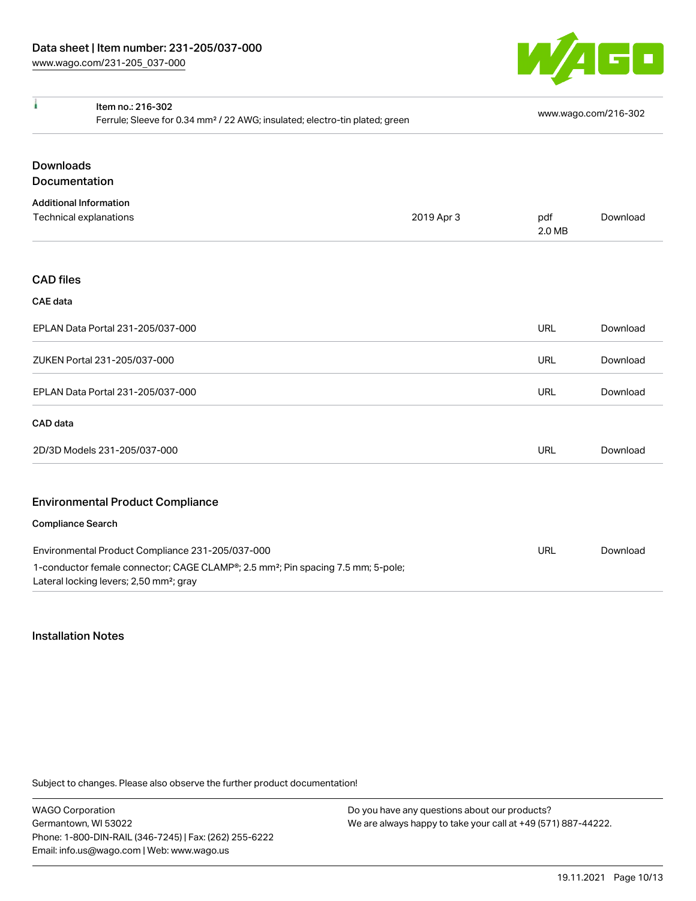| Item no.: 216-302 Ferrule; Sleeve for 0.34 mm² / 22 AWG; insulated; electro-tin plated; green | www.wago.com/216-302 |
| --- | --- |

## Downloads

## Documentation

### Additional Information

| Technical explanations | 2019 Apr 3 | pdf 2.0 MB | Download |
| --- | --- | --- | --- |

## CAD files

### CAE data

| | | |
| --- | --- | --- |
| EPLAN Data Portal 231-205/037-000 | URL | Download |
| ZUKEN Portal 231-205/037-000 | URL | Download |
| EPLAN Data Portal 231-205/037-000 | URL | Download |

### CAD data

| | | |
| --- | --- | --- |
| 2D/3D Models 231-205/037-000 | URL | Download |

## Environmental Product Compliance

### Compliance Search

| | | |
| --- | --- | --- |
| Environmental Product Compliance 231-205/037-000 1-conductor female connector; CAGE CLAMP®; 2.5 mm²; Pin spacing 7.5 mm; 5-pole; Lateral locking levers; 2,50 mm²; gray | URL | Download |

## Installation Notes

Subject to changes. Please also observe the further product documentation!

WAGO Corporation
Germantown, WI 53022
Phone: 1-800-DIN-RAIL (346-7245) | Fax: (262) 255-6222
Email: info.us@wago.com | Web: www.wago.us

Do you have any questions about our products?
We are always happy to take your call at +49 (571) 887-44222.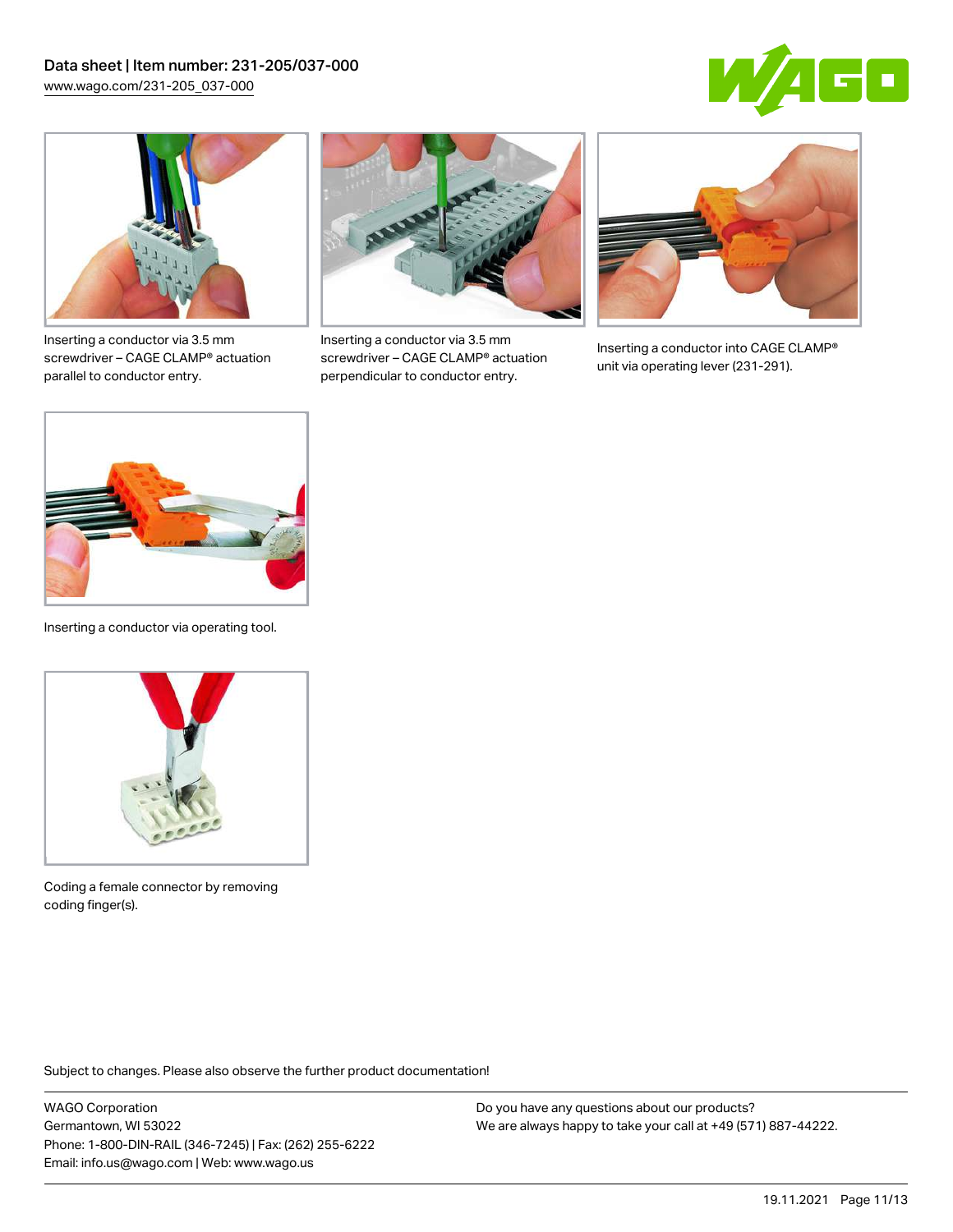Inserting a conductor via 3.5 mm screwdriver – CAGE CLAMP® actuation parallel to conductor entry.

Inserting a conductor via 3.5 mm screwdriver – CAGE CLAMP® actuation perpendicular to conductor entry.

Inserting a conductor into CAGE CLAMP® unit via operating lever (231-291).

Inserting a conductor via operating tool.

Coding a female connector by removing coding finger(s).

Subject to changes. Please also observe the further product documentation!

WAGO Corporation
Germantown, WI 53022
Phone: 1-800-DIN-RAIL (346-7245) | Fax: (262) 255-6222
Email: info.us@wago.com | Web: www.wago.us

Do you have any questions about our products?
We are always happy to take your call at +49 (571) 887-44222.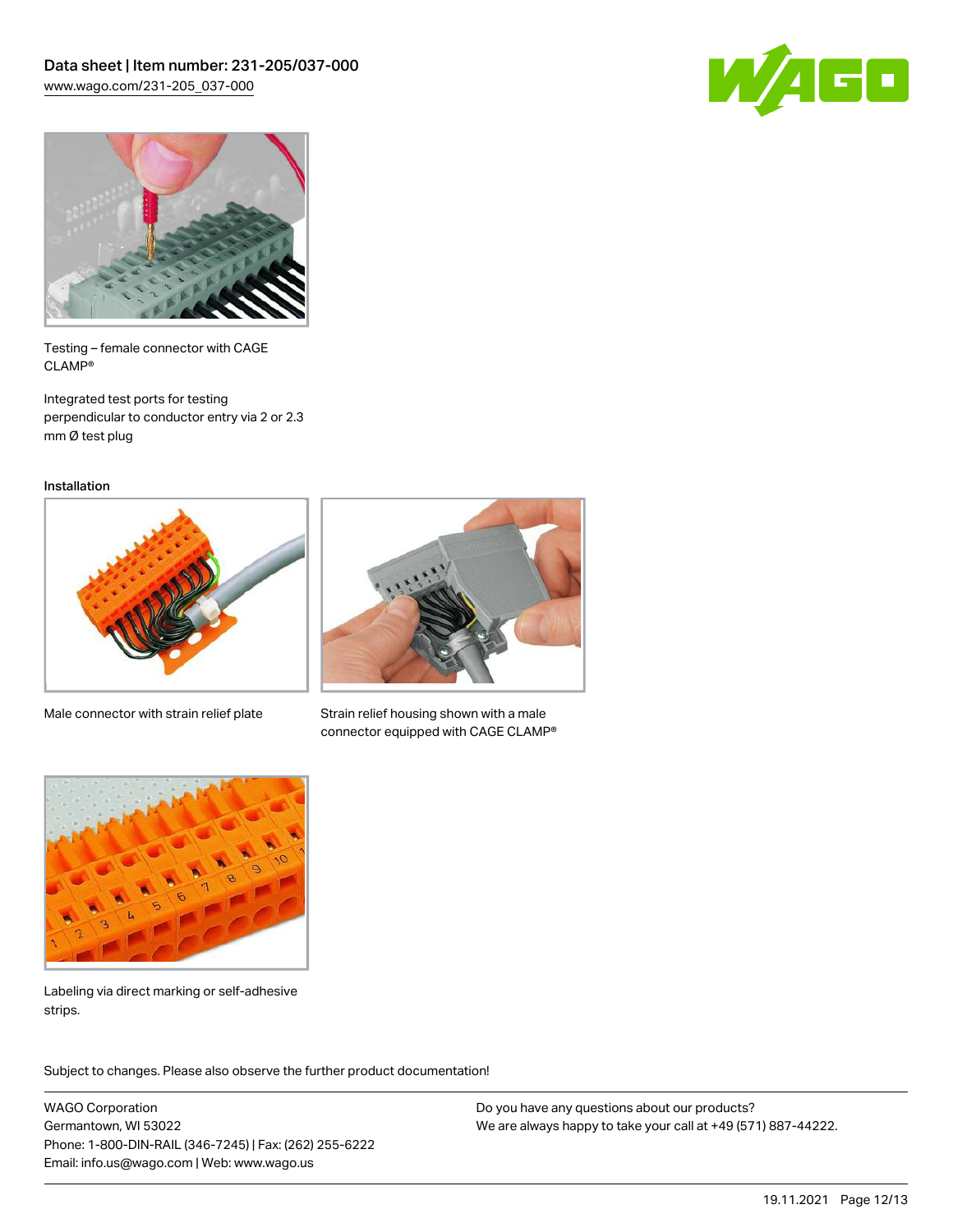Testing – female connector with CAGE CLAMP®

Integrated test ports for testing perpendicular to conductor entry via 2 or 2.3 mm Ø test plug

### Installation

Male connector with strain relief plate

Strain relief housing shown with a male connector equipped with CAGE CLAMP®

Labeling via direct marking or self-adhesive strips.

Subject to changes. Please also observe the further product documentation!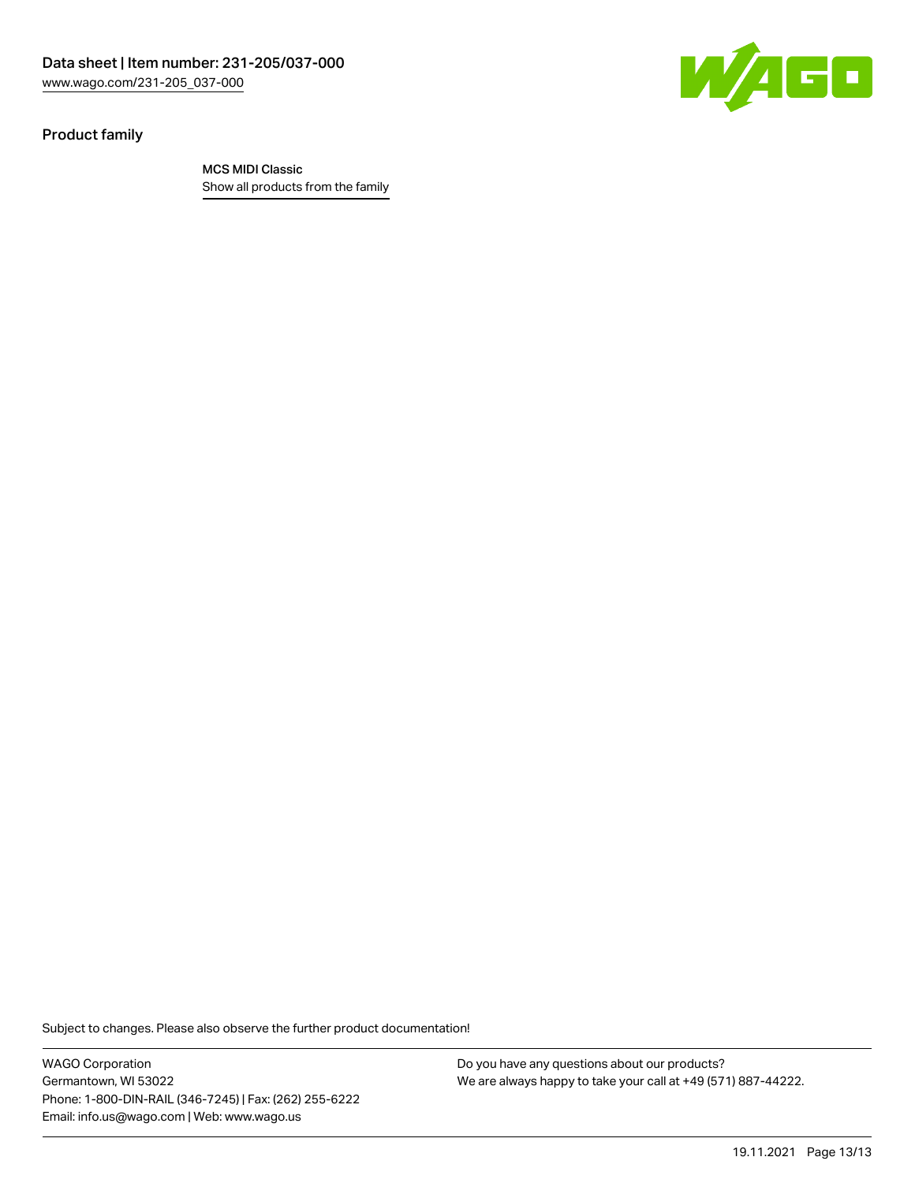## Product family

MCS MIDI Classic
Show all products from the family